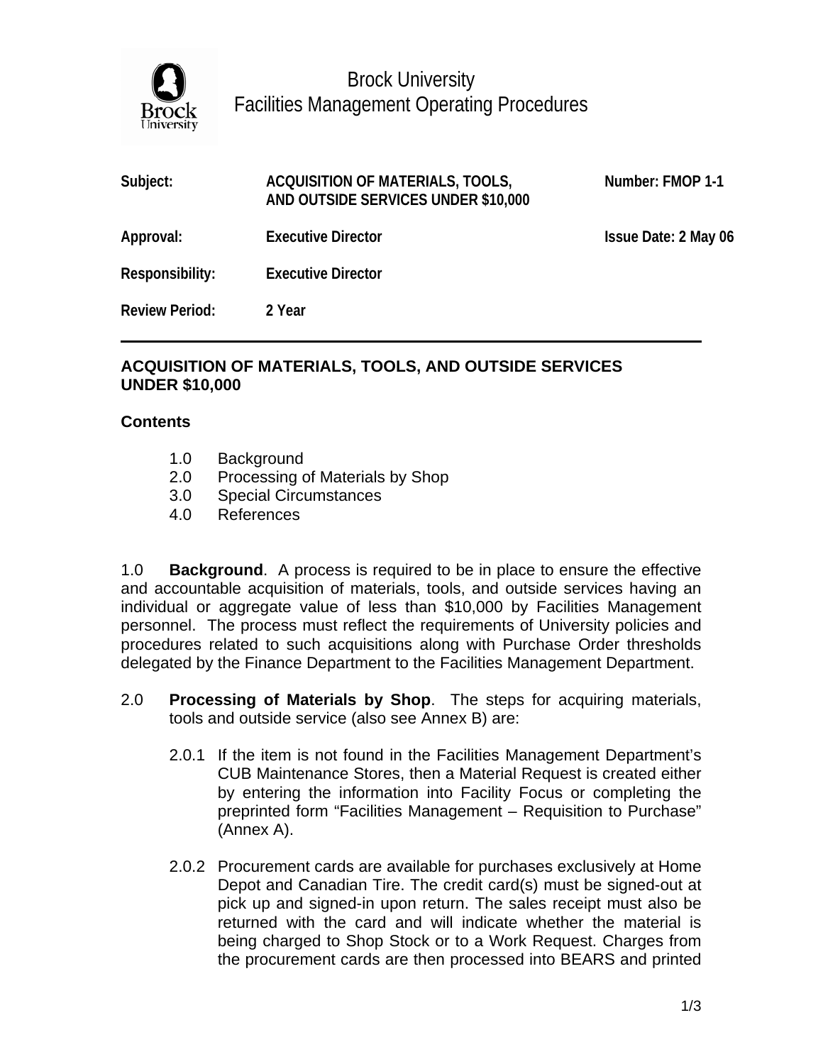Brock University
Facilities Management Operating Procedures

| | | |
|---|---|---|
| **Subject:** | **ACQUISITION OF MATERIALS, TOOLS, AND OUTSIDE SERVICES UNDER $10,000** | **Number: FMOP 1-1** |
| **Approval:** | **Executive Director** | **Issue Date: 2 May 06** |
| **Responsibility:** | **Executive Director** | |
| **Review Period:** | **2 Year** | |

---

## ACQUISITION OF MATERIALS, TOOLS, AND OUTSIDE SERVICES UNDER $10,000

### Contents

1.0 Background
2.0 Processing of Materials by Shop
3.0 Special Circumstances
4.0 References

1.0 **Background**. A process is required to be in place to ensure the effective and accountable acquisition of materials, tools, and outside services having an individual or aggregate value of less than $10,000 by Facilities Management personnel. The process must reflect the requirements of University policies and procedures related to such acquisitions along with Purchase Order thresholds delegated by the Finance Department to the Facilities Management Department.

2.0 **Processing of Materials by Shop**. The steps for acquiring materials, tools and outside service (also see Annex B) are:

2.0.1 If the item is not found in the Facilities Management Department's CUB Maintenance Stores, then a Material Request is created either by entering the information into Facility Focus or completing the preprinted form "Facilities Management – Requisition to Purchase" (Annex A).

2.0.2 Procurement cards are available for purchases exclusively at Home Depot and Canadian Tire. The credit card(s) must be signed-out at pick up and signed-in upon return. The sales receipt must also be returned with the card and will indicate whether the material is being charged to Shop Stock or to a Work Request. Charges from the procurement cards are then processed into BEARS and printed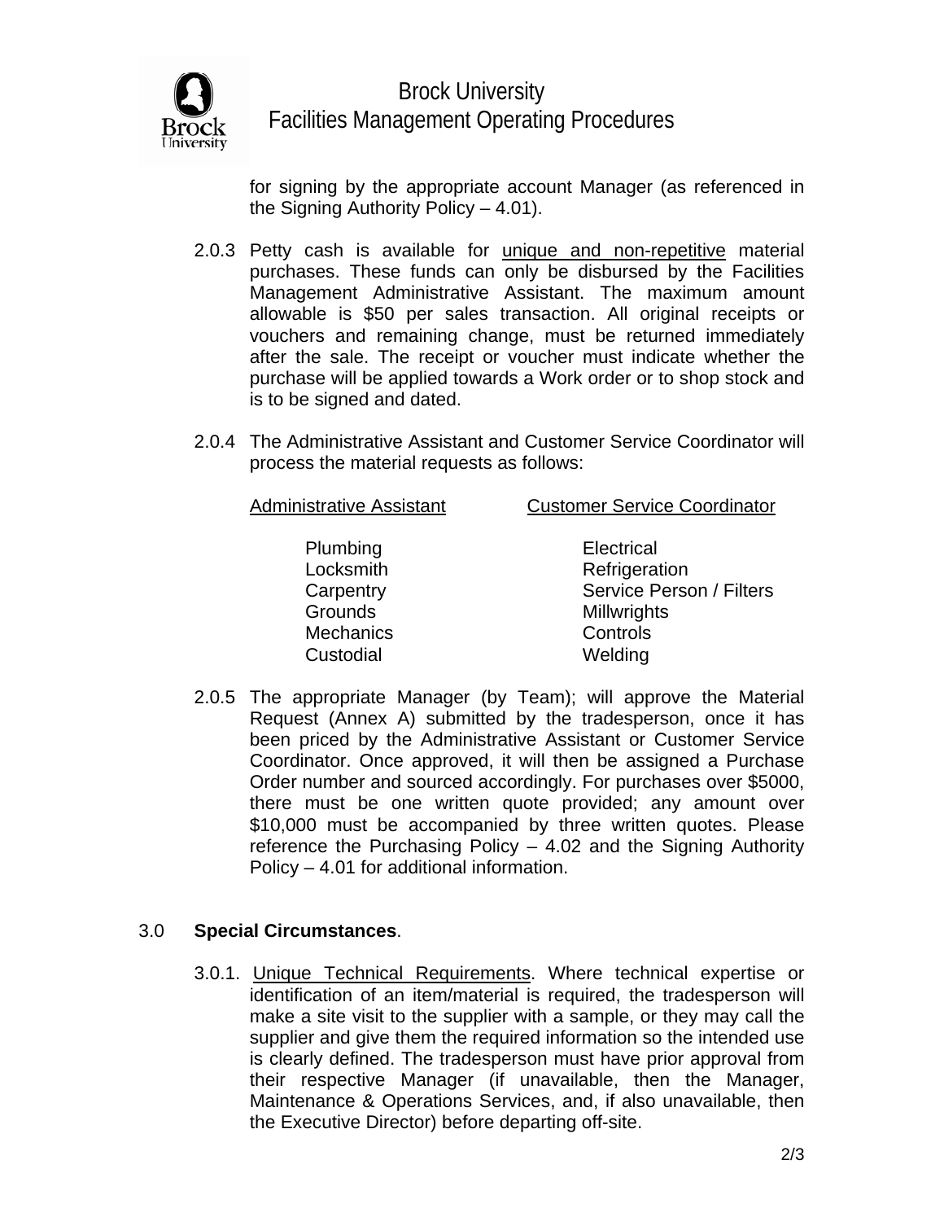for signing by the appropriate account Manager (as referenced in the Signing Authority Policy – 4.01).

2.0.3 Petty cash is available for unique and non-repetitive material purchases. These funds can only be disbursed by the Facilities Management Administrative Assistant. The maximum amount allowable is $50 per sales transaction. All original receipts or vouchers and remaining change, must be returned immediately after the sale. The receipt or voucher must indicate whether the purchase will be applied towards a Work order or to shop stock and is to be signed and dated.

2.0.4 The Administrative Assistant and Customer Service Coordinator will process the material requests as follows:

| Administrative Assistant | Customer Service Coordinator |
|---|---|
| Plumbing | Electrical |
| Locksmith | Refrigeration |
| Carpentry | Service Person / Filters |
| Grounds | Millwrights |
| Mechanics | Controls |
| Custodial | Welding |

2.0.5 The appropriate Manager (by Team); will approve the Material Request (Annex A) submitted by the tradesperson, once it has been priced by the Administrative Assistant or Customer Service Coordinator. Once approved, it will then be assigned a Purchase Order number and sourced accordingly. For purchases over $5000, there must be one written quote provided; any amount over $10,000 must be accompanied by three written quotes. Please reference the Purchasing Policy – 4.02 and the Signing Authority Policy – 4.01 for additional information.

## 3.0 **Special Circumstances**.

3.0.1. Unique Technical Requirements. Where technical expertise or identification of an item/material is required, the tradesperson will make a site visit to the supplier with a sample, or they may call the supplier and give them the required information so the intended use is clearly defined. The tradesperson must have prior approval from their respective Manager (if unavailable, then the Manager, Maintenance & Operations Services, and, if also unavailable, then the Executive Director) before departing off-site.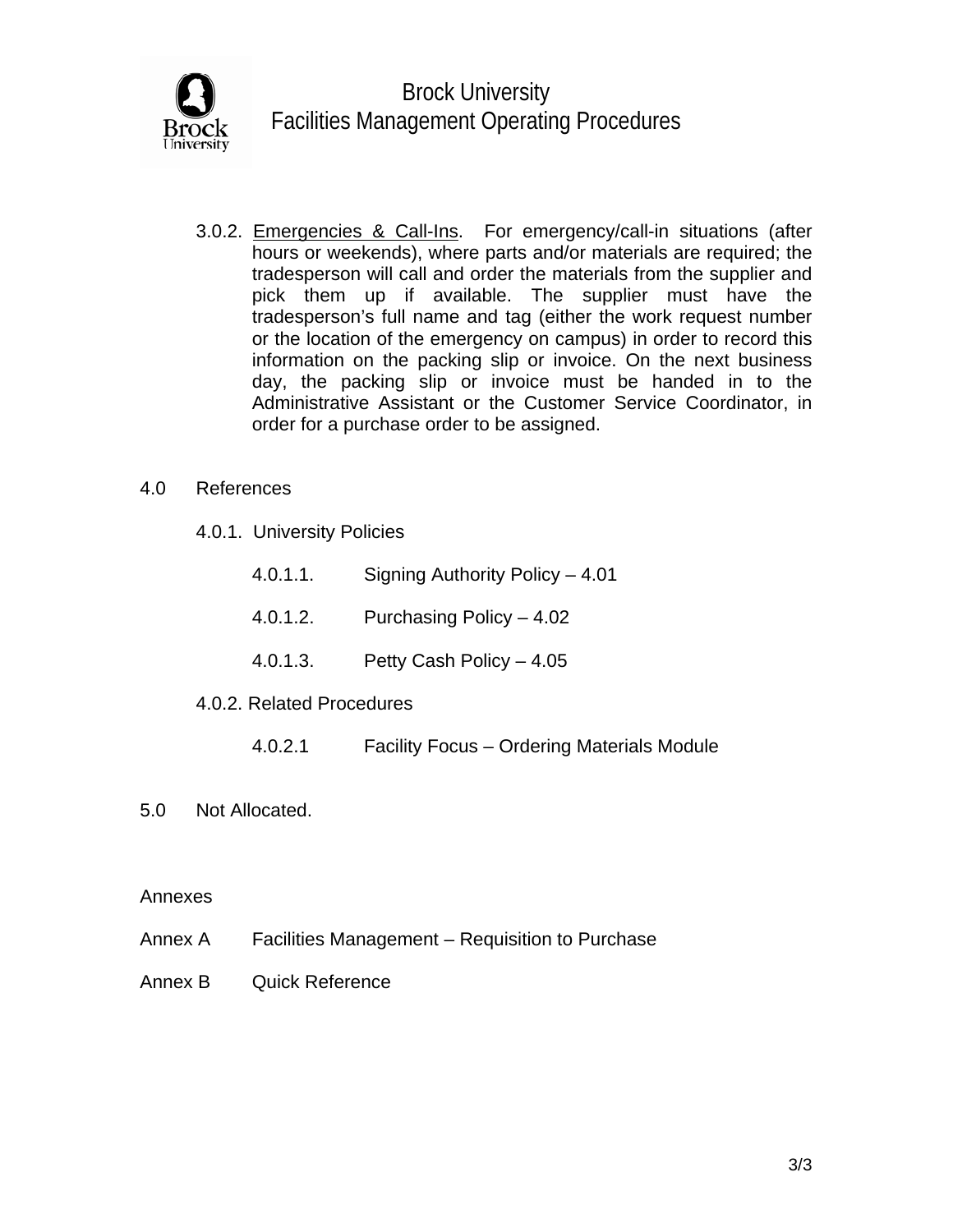3.0.2. <u>Emergencies & Call-Ins</u>. For emergency/call-in situations (after hours or weekends), where parts and/or materials are required; the tradesperson will call and order the materials from the supplier and pick them up if available. The supplier must have the tradesperson's full name and tag (either the work request number or the location of the emergency on campus) in order to record this information on the packing slip or invoice. On the next business day, the packing slip or invoice must be handed in to the Administrative Assistant or the Customer Service Coordinator, in order for a purchase order to be assigned.

## 4.0 References

4.0.1. University Policies

- 4.0.1.1. Signing Authority Policy – 4.01
- 4.0.1.2. Purchasing Policy – 4.02
- 4.0.1.3. Petty Cash Policy – 4.05

4.0.2. Related Procedures

- 4.0.2.1 Facility Focus – Ordering Materials Module

## 5.0 Not Allocated.

## Annexes

Annex A Facilities Management – Requisition to Purchase

Annex B Quick Reference